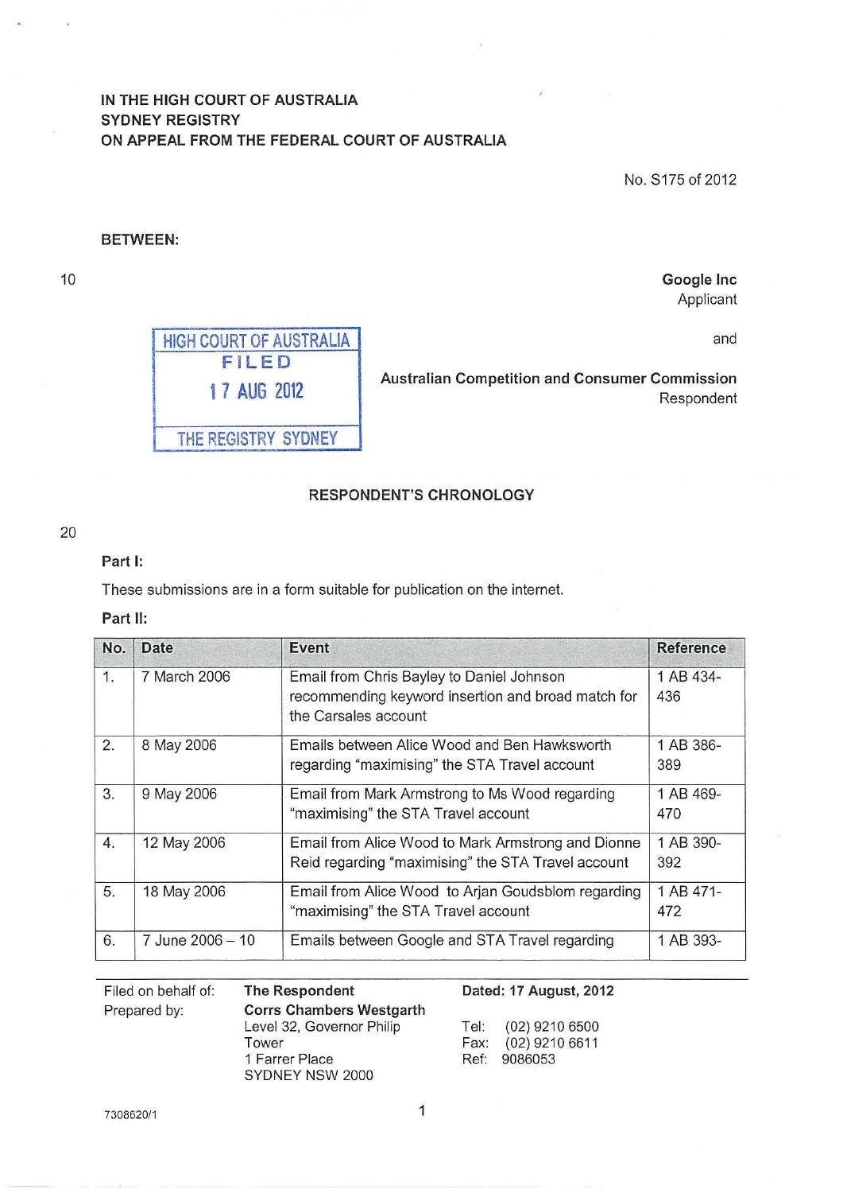IN THE HIGH COURT OF AUSTRALIA
SYDNEY REGISTRY
ON APPEAL FROM THE FEDERAL COURT OF AUSTRALIA

No. S175 of 2012

**BETWEEN:**

**Google Inc**
Applicant

and

**Australian Competition and Consumer Commission**
Respondent

HIGH COURT OF AUSTRALIA
FILED
17 AUG 2012
THE REGISTRY SYDNEY

## RESPONDENT'S CHRONOLOGY

**Part I:**

These submissions are in a form suitable for publication on the internet.

**Part II:**

| No. | Date | Event | Reference |
|---|---|---|---|
| 1. | 7 March 2006 | Email from Chris Bayley to Daniel Johnson recommending keyword insertion and broad match for the Carsales account | 1 AB 434-436 |
| 2. | 8 May 2006 | Emails between Alice Wood and Ben Hawksworth regarding "maximising" the STA Travel account | 1 AB 386-389 |
| 3. | 9 May 2006 | Email from Mark Armstrong to Ms Wood regarding "maximising" the STA Travel account | 1 AB 469-470 |
| 4. | 12 May 2006 | Email from Alice Wood to Mark Armstrong and Dionne Reid regarding "maximising" the STA Travel account | 1 AB 390-392 |
| 5. | 18 May 2006 | Email from Alice Wood to Arjan Goudsblom regarding "maximising" the STA Travel account | 1 AB 471-472 |
| 6. | 7 June 2006 – 10 | Emails between Google and STA Travel regarding | 1 AB 393- |

| Filed on behalf of: | The Respondent | Dated: 17 August, 2012 |
|---|---|---|
| Prepared by: | Corrs Chambers Westgarth<br>Level 32, Governor Philip Tower<br>1 Farrer Place<br>SYDNEY NSW 2000 | Tel: (02) 9210 6500<br>Fax: (02) 9210 6611<br>Ref: 9086053 |

7308620/1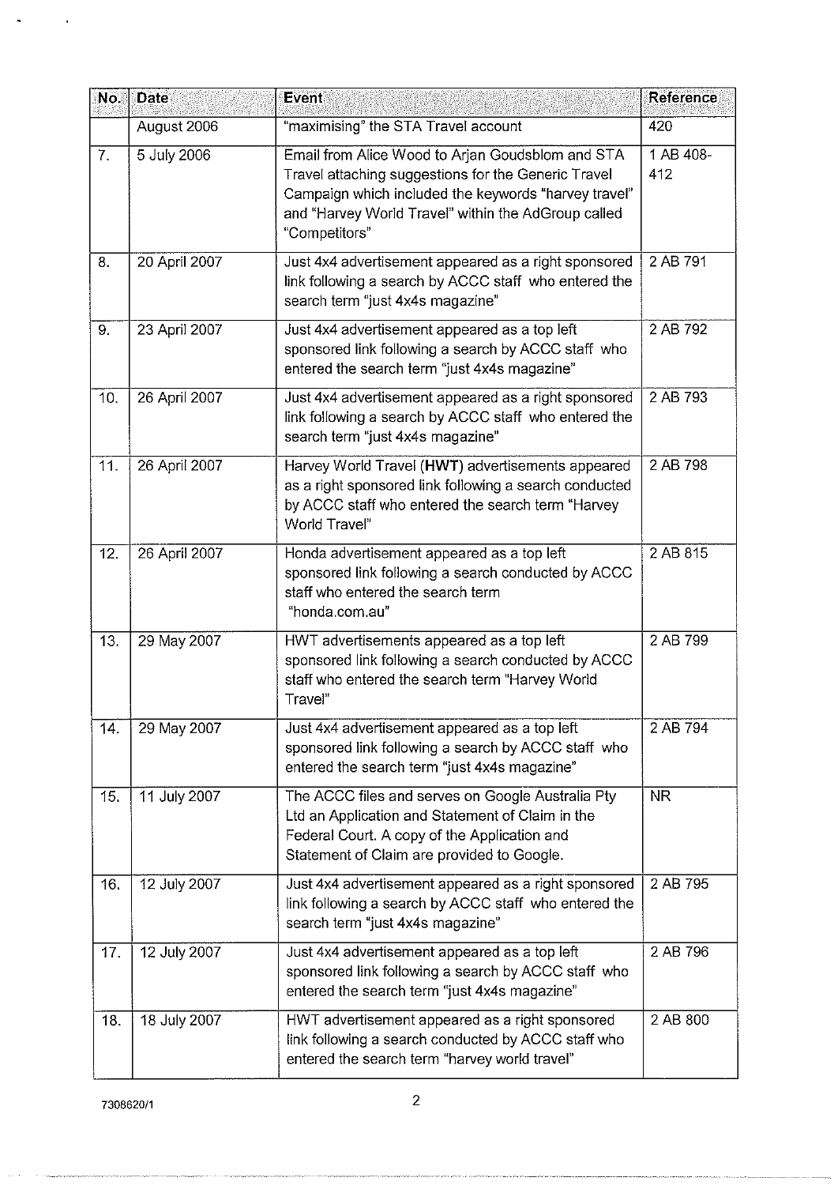| No. | Date | Event | Reference |
|---|---|---|---|
| | August 2006 | "maximising" the STA Travel account | 420 |
| 7. | 5 July 2006 | Email from Alice Wood to Arjan Goudsblom and STA Travel attaching suggestions for the Generic Travel Campaign which included the keywords "harvey travel" and "Harvey World Travel" within the AdGroup called "Competitors" | 1 AB 408-412 |
| 8. | 20 April 2007 | Just 4x4 advertisement appeared as a right sponsored link following a search by ACCC staff who entered the search term "just 4x4s magazine" | 2 AB 791 |
| 9. | 23 April 2007 | Just 4x4 advertisement appeared as a top left sponsored link following a search by ACCC staff who entered the search term "just 4x4s magazine" | 2 AB 792 |
| 10. | 26 April 2007 | Just 4x4 advertisement appeared as a right sponsored link following a search by ACCC staff who entered the search term "just 4x4s magazine" | 2 AB 793 |
| 11. | 26 April 2007 | Harvey World Travel (**HWT**) advertisements appeared as a right sponsored link following a search conducted by ACCC staff who entered the search term "Harvey World Travel" | 2 AB 798 |
| 12. | 26 April 2007 | Honda advertisement appeared as a top left sponsored link following a search conducted by ACCC staff who entered the search term "honda.com.au" | 2 AB 815 |
| 13. | 29 May 2007 | HWT advertisements appeared as a top left sponsored link following a search conducted by ACCC staff who entered the search term "Harvey World Travel" | 2 AB 799 |
| 14. | 29 May 2007 | Just 4x4 advertisement appeared as a top left sponsored link following a search by ACCC staff who entered the search term "just 4x4s magazine" | 2 AB 794 |
| 15. | 11 July 2007 | The ACCC files and serves on Google Australia Pty Ltd an Application and Statement of Claim in the Federal Court. A copy of the Application and Statement of Claim are provided to Google. | NR |
| 16. | 12 July 2007 | Just 4x4 advertisement appeared as a right sponsored link following a search by ACCC staff who entered the search term "just 4x4s magazine" | 2 AB 795 |
| 17. | 12 July 2007 | Just 4x4 advertisement appeared as a top left sponsored link following a search by ACCC staff who entered the search term "just 4x4s magazine" | 2 AB 796 |
| 18. | 18 July 2007 | HWT advertisement appeared as a right sponsored link following a search conducted by ACCC staff who entered the search term "harvey world travel" | 2 AB 800 |

7308620/1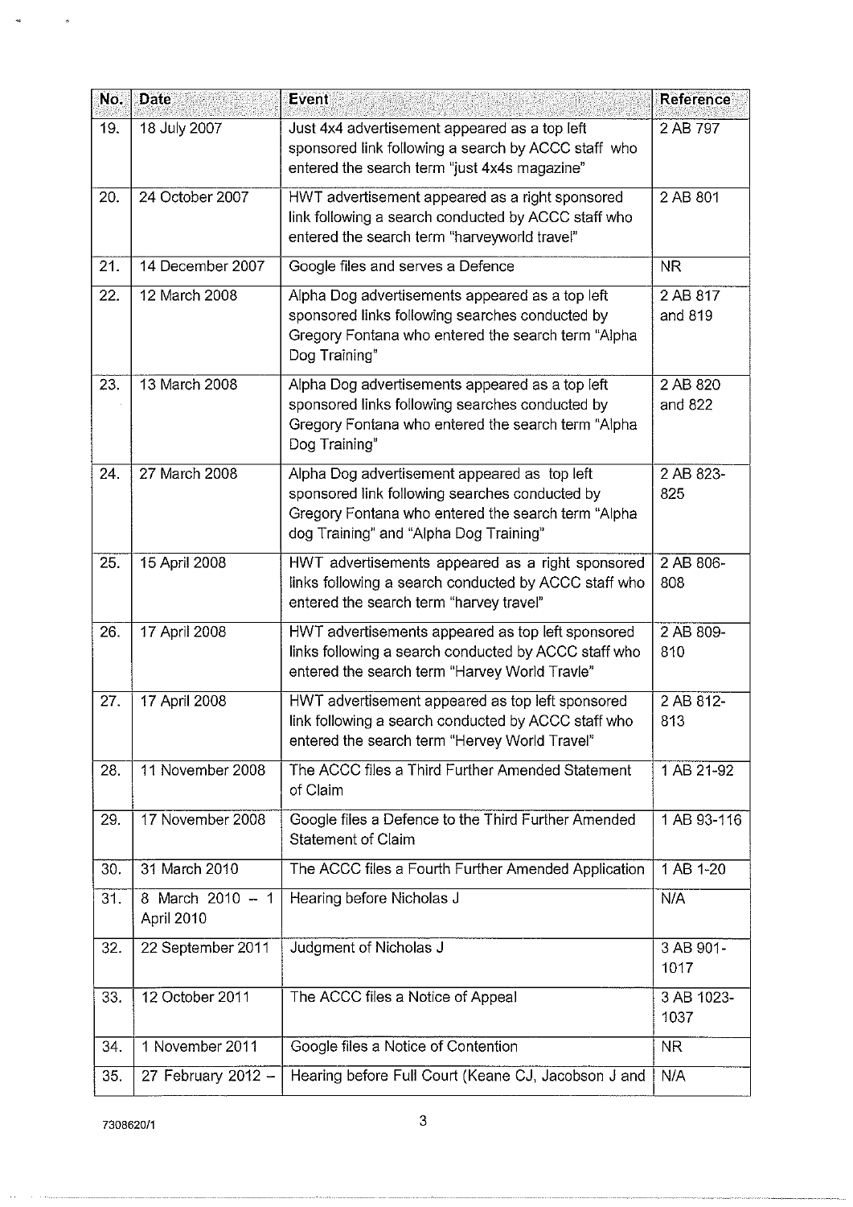| No. | Date | Event | Reference |
|---|---|---|---|
| 19. | 18 July 2007 | Just 4x4 advertisement appeared as a top left sponsored link following a search by ACCC staff who entered the search term "just 4x4s magazine" | 2 AB 797 |
| 20. | 24 October 2007 | HWT advertisement appeared as a right sponsored link following a search conducted by ACCC staff who entered the search term "harveyworld travel" | 2 AB 801 |
| 21. | 14 December 2007 | Google files and serves a Defence | NR |
| 22. | 12 March 2008 | Alpha Dog advertisements appeared as a top left sponsored links following searches conducted by Gregory Fontana who entered the search term "Alpha Dog Training" | 2 AB 817 and 819 |
| 23. | 13 March 2008 | Alpha Dog advertisements appeared as a top left sponsored links following searches conducted by Gregory Fontana who entered the search term "Alpha Dog Training" | 2 AB 820 and 822 |
| 24. | 27 March 2008 | Alpha Dog advertisement appeared as top left sponsored link following searches conducted by Gregory Fontana who entered the search term "Alpha dog Training" and "Alpha Dog Training" | 2 AB 823-825 |
| 25. | 15 April 2008 | HWT advertisements appeared as a right sponsored links following a search conducted by ACCC staff who entered the search term "harvey travel" | 2 AB 806-808 |
| 26. | 17 April 2008 | HWT advertisements appeared as top left sponsored links following a search conducted by ACCC staff who entered the search term "Harvey World Travle" | 2 AB 809-810 |
| 27. | 17 April 2008 | HWT advertisement appeared as top left sponsored link following a search conducted by ACCC staff who entered the search term "Hervey World Travel" | 2 AB 812-813 |
| 28. | 11 November 2008 | The ACCC files a Third Further Amended Statement of Claim | 1 AB 21-92 |
| 29. | 17 November 2008 | Google files a Defence to the Third Further Amended Statement of Claim | 1 AB 93-116 |
| 30. | 31 March 2010 | The ACCC files a Fourth Further Amended Application | 1 AB 1-20 |
| 31. | 8 March 2010 – 1 April 2010 | Hearing before Nicholas J | N/A |
| 32. | 22 September 2011 | Judgment of Nicholas J | 3 AB 901-1017 |
| 33. | 12 October 2011 | The ACCC files a Notice of Appeal | 3 AB 1023-1037 |
| 34. | 1 November 2011 | Google files a Notice of Contention | NR |
| 35. | 27 February 2012 – | Hearing before Full Court (Keane CJ, Jacobson J and | N/A |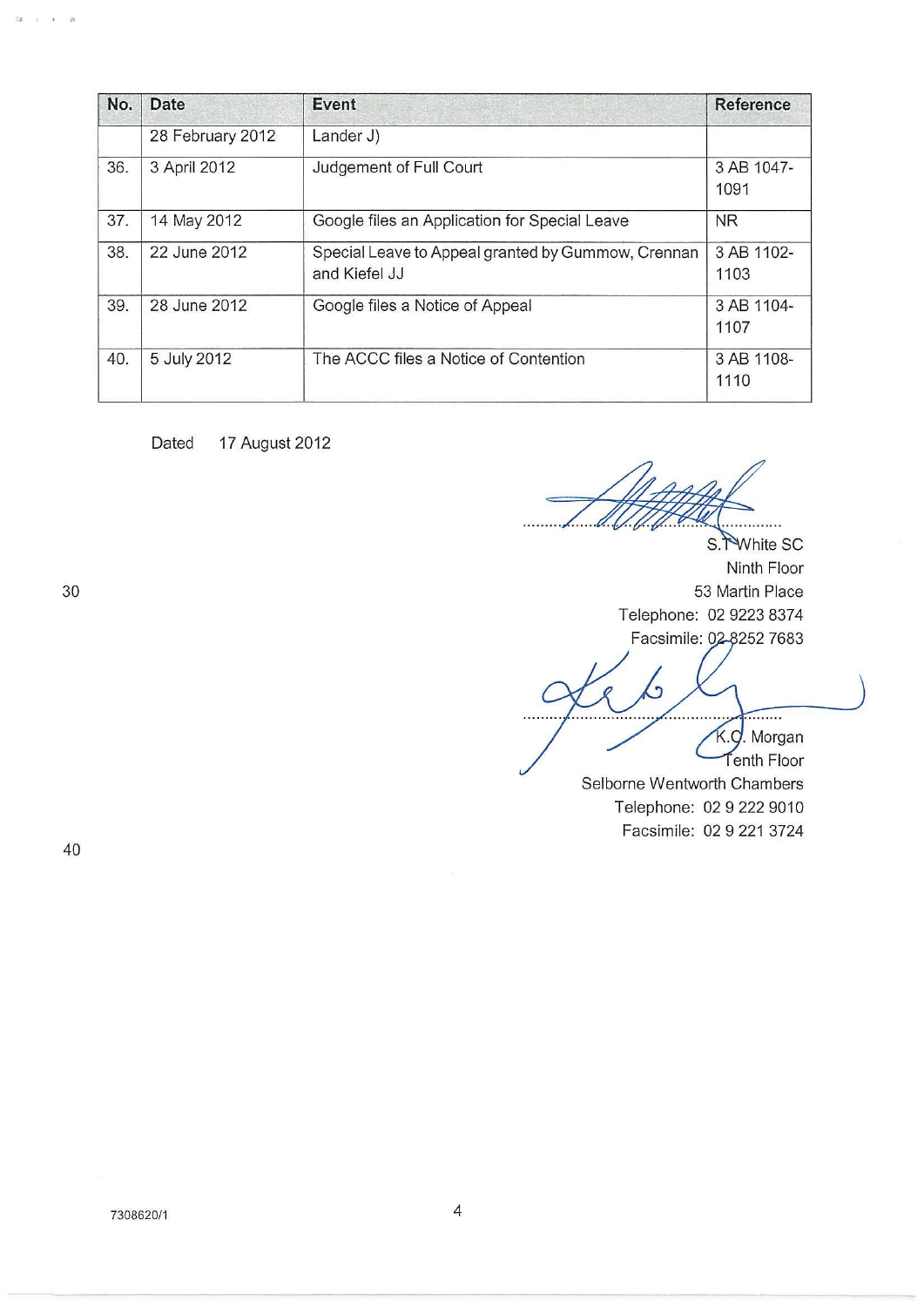| No. | Date | Event | Reference |
|---|---|---|---|
| | 28 February 2012 | Lander J) | |
| 36. | 3 April 2012 | Judgement of Full Court | 3 AB 1047-1091 |
| 37. | 14 May 2012 | Google files an Application for Special Leave | NR |
| 38. | 22 June 2012 | Special Leave to Appeal granted by Gummow, Crennan and Kiefel JJ | 3 AB 1102-1103 |
| 39. | 28 June 2012 | Google files a Notice of Appeal | 3 AB 1104-1107 |
| 40. | 5 July 2012 | The ACCC files a Notice of Contention | 3 AB 1108-1110 |

Dated 17 August 2012

..........................................................
S.T White SC
Ninth Floor
53 Martin Place
Telephone: 02 9223 8374
Facsimile: 02 8252 7683

..........................................................
K.C. Morgan
Tenth Floor
Selborne Wentworth Chambers
Telephone: 02 9 222 9010
Facsimile: 02 9 221 3724

7308620/1